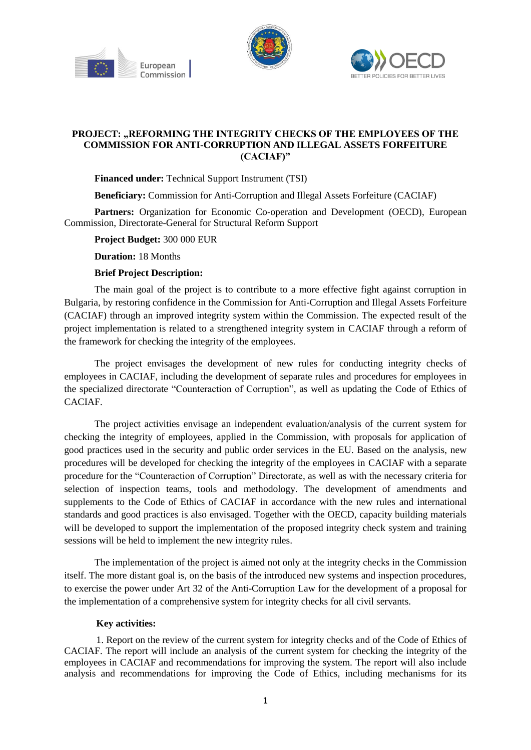**PROJECT: „REFORMING THE INTEGRITY CHECKS OF THE EMPLOYEES OF THE COMMISSION FOR ANTI-CORRUPTION AND ILLEGAL ASSETS FORFEITURE (CACIAF)"**

**Financed under:** Technical Support Instrument (TSI)

**Beneficiary:** Commission for Anti-Corruption and Illegal Assets Forfeiture (CACIAF)

**Partners:** Organization for Economic Co-operation and Development (OECD), European Commission, Directorate-General for Structural Reform Support

**Project Budget:** 300 000 EUR

**Duration:** 18 Months

**Brief Project Description:**

The main goal of the project is to contribute to a more effective fight against corruption in Bulgaria, by restoring confidence in the Commission for Anti-Corruption and Illegal Assets Forfeiture (CACIAF) through an improved integrity system within the Commission. The expected result of the project implementation is related to a strengthened integrity system in CACIAF through a reform of the framework for checking the integrity of the employees.

The project envisages the development of new rules for conducting integrity checks of employees in CACIAF, including the development of separate rules and procedures for employees in the specialized directorate "Counteraction of Corruption", as well as updating the Code of Ethics of CACIAF.

The project activities envisage an independent evaluation/analysis of the current system for checking the integrity of employees, applied in the Commission, with proposals for application of good practices used in the security and public order services in the EU. Based on the analysis, new procedures will be developed for checking the integrity of the employees in CACIAF with a separate procedure for the "Counteraction of Corruption" Directorate, as well as with the necessary criteria for selection of inspection teams, tools and methodology. The development of amendments and supplements to the Code of Ethics of CACIAF in accordance with the new rules and international standards and good practices is also envisaged. Together with the OECD, capacity building materials will be developed to support the implementation of the proposed integrity check system and training sessions will be held to implement the new integrity rules.

The implementation of the project is aimed not only at the integrity checks in the Commission itself. The more distant goal is, on the basis of the introduced new systems and inspection procedures, to exercise the power under Art 32 of the Anti-Corruption Law for the development of a proposal for the implementation of a comprehensive system for integrity checks for all civil servants.

**Key activities:**

1. Report on the review of the current system for integrity checks and of the Code of Ethics of CACIAF. The report will include an analysis of the current system for checking the integrity of the employees in CACIAF and recommendations for improving the system. The report will also include analysis and recommendations for improving the Code of Ethics, including mechanisms for its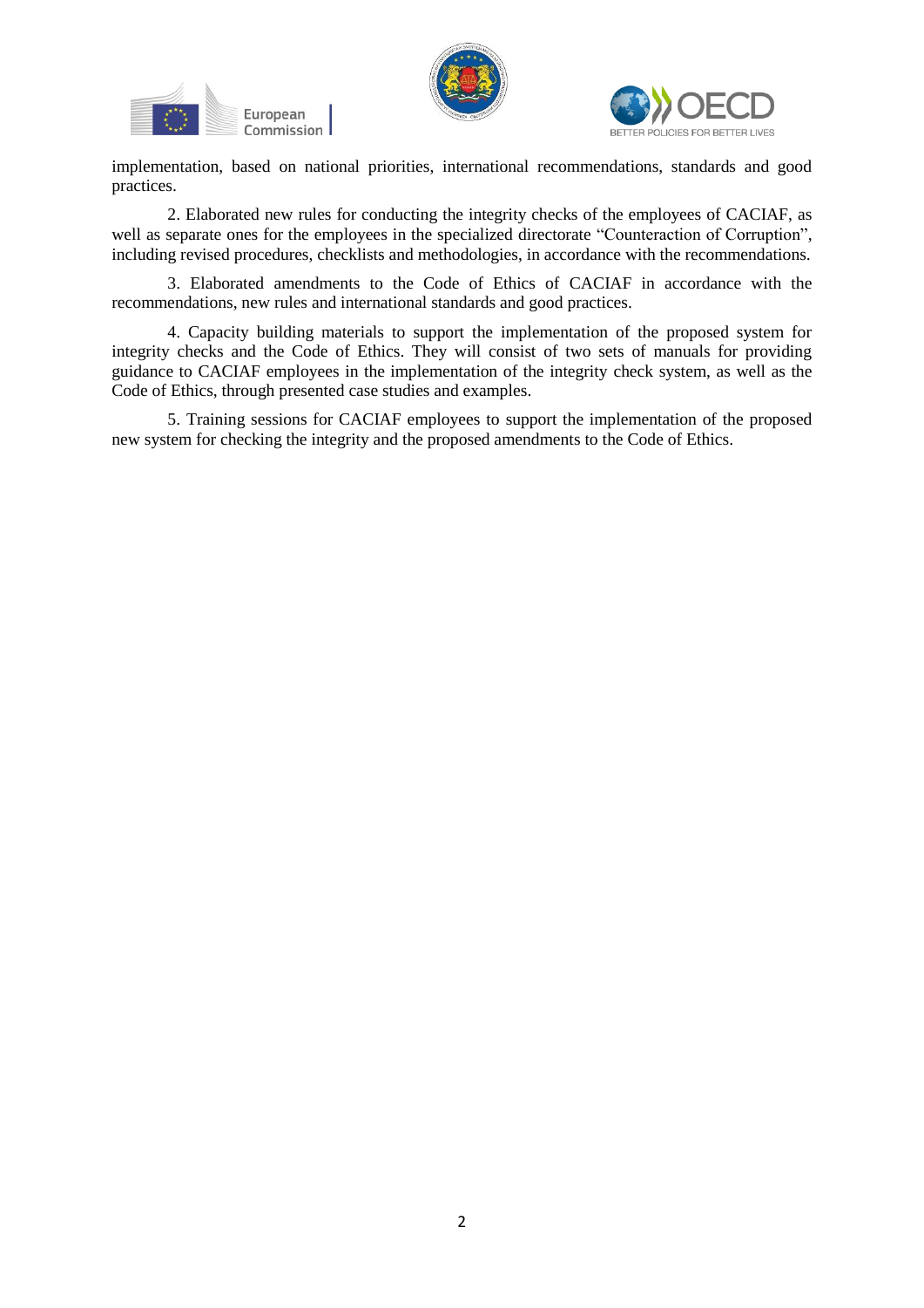implementation, based on national priorities, international recommendations, standards and good practices.

2. Elaborated new rules for conducting the integrity checks of the employees of CACIAF, as well as separate ones for the employees in the specialized directorate "Counteraction of Corruption", including revised procedures, checklists and methodologies, in accordance with the recommendations.

3. Elaborated amendments to the Code of Ethics of CACIAF in accordance with the recommendations, new rules and international standards and good practices.

4. Capacity building materials to support the implementation of the proposed system for integrity checks and the Code of Ethics. They will consist of two sets of manuals for providing guidance to CACIAF employees in the implementation of the integrity check system, as well as the Code of Ethics, through presented case studies and examples.

5. Training sessions for CACIAF employees to support the implementation of the proposed new system for checking the integrity and the proposed amendments to the Code of Ethics.